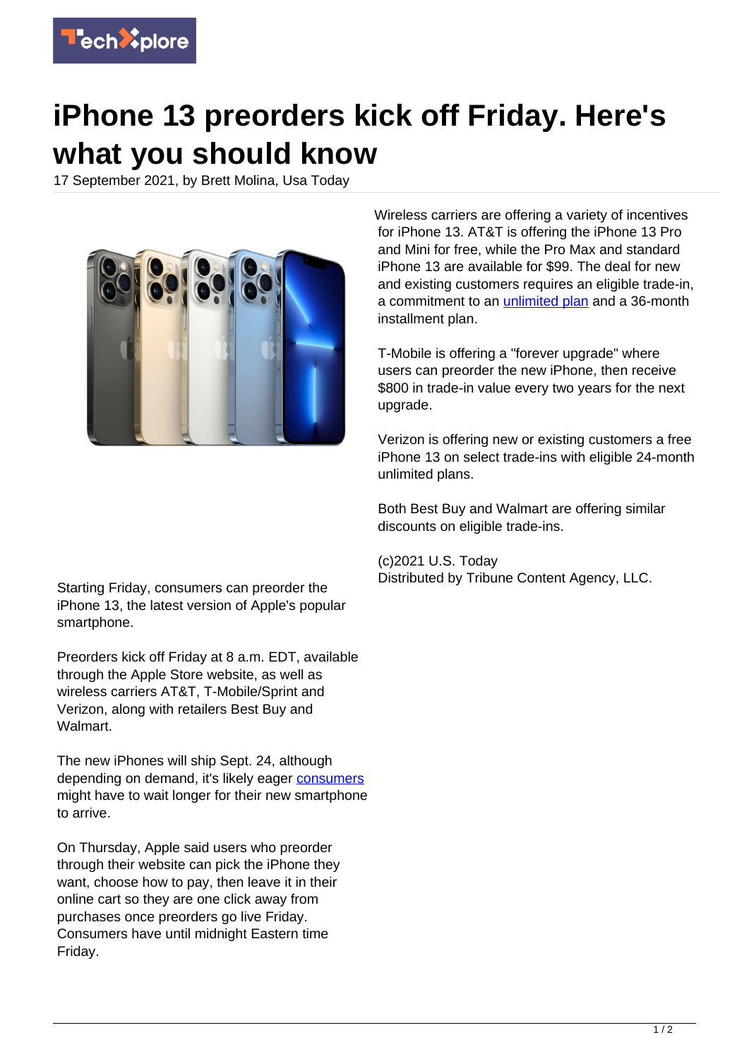# iPhone 13 preorders kick off Friday. Here's what you should know

17 September 2021, by Brett Molina, Usa Today

Starting Friday, consumers can preorder the iPhone 13, the latest version of Apple's popular smartphone.

Preorders kick off Friday at 8 a.m. EDT, available through the Apple Store website, as well as wireless carriers AT&T, T-Mobile/Sprint and Verizon, along with retailers Best Buy and Walmart.

The new iPhones will ship Sept. 24, although depending on demand, it's likely eager consumers might have to wait longer for their new smartphone to arrive.

On Thursday, Apple said users who preorder through their website can pick the iPhone they want, choose how to pay, then leave it in their online cart so they are one click away from purchases once preorders go live Friday. Consumers have until midnight Eastern time Friday.

Wireless carriers are offering a variety of incentives for iPhone 13. AT&T is offering the iPhone 13 Pro and Mini for free, while the Pro Max and standard iPhone 13 are available for $99. The deal for new and existing customers requires an eligible trade-in, a commitment to an unlimited plan and a 36-month installment plan.

T-Mobile is offering a "forever upgrade" where users can preorder the new iPhone, then receive $800 in trade-in value every two years for the next upgrade.

Verizon is offering new or existing customers a free iPhone 13 on select trade-ins with eligible 24-month unlimited plans.

Both Best Buy and Walmart are offering similar discounts on eligible trade-ins.

(c)2021 U.S. Today
Distributed by Tribune Content Agency, LLC.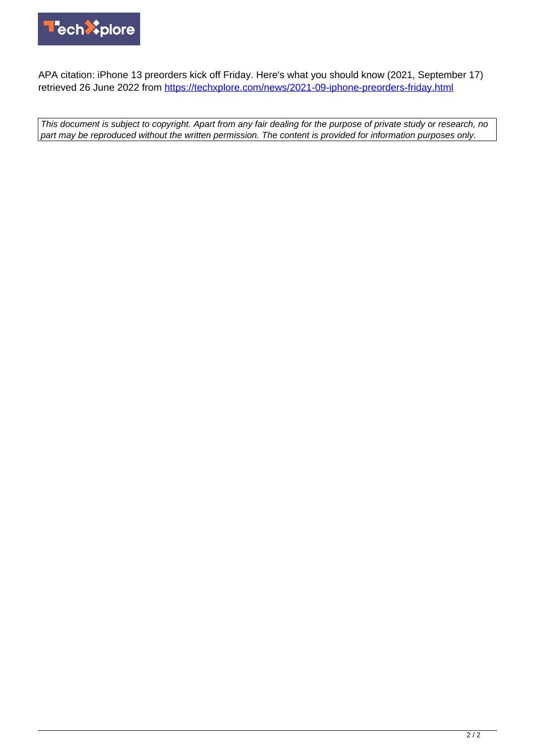APA citation: iPhone 13 preorders kick off Friday. Here's what you should know (2021, September 17) retrieved 26 June 2022 from https://techxplore.com/news/2021-09-iphone-preorders-friday.html

*This document is subject to copyright. Apart from any fair dealing for the purpose of private study or research, no part may be reproduced without the written permission. The content is provided for information purposes only.*